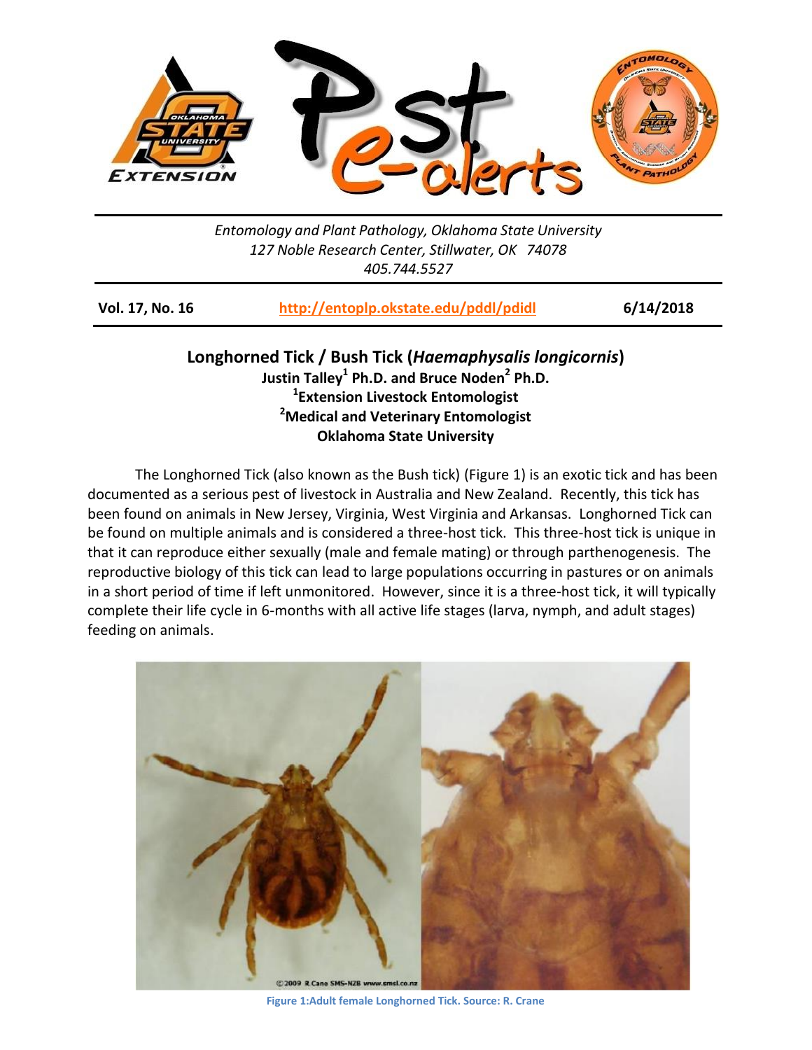Entomology and Plant Pathology, Oklahoma State University
127 Noble Research Center, Stillwater, OK 74078
405.744.5527

| Vol. 17, No. 16 | http://entoplp.okstate.edu/pddl/pdidl | 6/14/2018 |
|---|---|---|

# Longhorned Tick / Bush Tick (*Haemaphysalis longicornis*)

**Justin Talley[1] Ph.D. and Bruce Noden[2] Ph.D.**
**[1]Extension Livestock Entomologist**
**[2]Medical and Veterinary Entomologist**
**Oklahoma State University**

The Longhorned Tick (also known as the Bush tick) (Figure 1) is an exotic tick and has been documented as a serious pest of livestock in Australia and New Zealand. Recently, this tick has been found on animals in New Jersey, Virginia, West Virginia and Arkansas. Longhorned Tick can be found on multiple animals and is considered a three-host tick. This three-host tick is unique in that it can reproduce either sexually (male and female mating) or through parthenogenesis. The reproductive biology of this tick can lead to large populations occurring in pastures or on animals in a short period of time if left unmonitored. However, since it is a three-host tick, it will typically complete their life cycle in 6-months with all active life stages (larva, nymph, and adult stages) feeding on animals.

Figure 1:Adult female Longhorned Tick. Source: R. Crane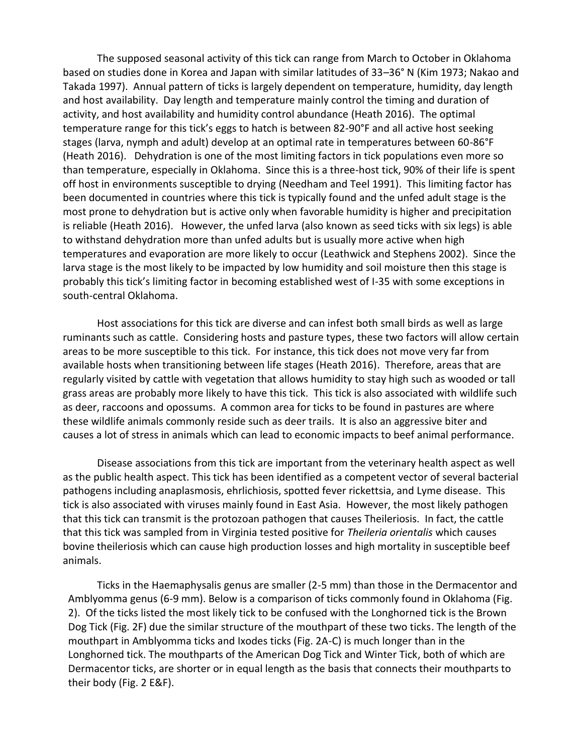The supposed seasonal activity of this tick can range from March to October in Oklahoma based on studies done in Korea and Japan with similar latitudes of 33–36° N (Kim 1973; Nakao and Takada 1997). Annual pattern of ticks is largely dependent on temperature, humidity, day length and host availability. Day length and temperature mainly control the timing and duration of activity, and host availability and humidity control abundance (Heath 2016). The optimal temperature range for this tick's eggs to hatch is between 82-90°F and all active host seeking stages (larva, nymph and adult) develop at an optimal rate in temperatures between 60-86°F (Heath 2016). Dehydration is one of the most limiting factors in tick populations even more so than temperature, especially in Oklahoma. Since this is a three-host tick, 90% of their life is spent off host in environments susceptible to drying (Needham and Teel 1991). This limiting factor has been documented in countries where this tick is typically found and the unfed adult stage is the most prone to dehydration but is active only when favorable humidity is higher and precipitation is reliable (Heath 2016). However, the unfed larva (also known as seed ticks with six legs) is able to withstand dehydration more than unfed adults but is usually more active when high temperatures and evaporation are more likely to occur (Leathwick and Stephens 2002). Since the larva stage is the most likely to be impacted by low humidity and soil moisture then this stage is probably this tick's limiting factor in becoming established west of I-35 with some exceptions in south-central Oklahoma.

Host associations for this tick are diverse and can infest both small birds as well as large ruminants such as cattle. Considering hosts and pasture types, these two factors will allow certain areas to be more susceptible to this tick. For instance, this tick does not move very far from available hosts when transitioning between life stages (Heath 2016). Therefore, areas that are regularly visited by cattle with vegetation that allows humidity to stay high such as wooded or tall grass areas are probably more likely to have this tick. This tick is also associated with wildlife such as deer, raccoons and opossums. A common area for ticks to be found in pastures are where these wildlife animals commonly reside such as deer trails. It is also an aggressive biter and causes a lot of stress in animals which can lead to economic impacts to beef animal performance.

Disease associations from this tick are important from the veterinary health aspect as well as the public health aspect. This tick has been identified as a competent vector of several bacterial pathogens including anaplasmosis, ehrlichiosis, spotted fever rickettsia, and Lyme disease. This tick is also associated with viruses mainly found in East Asia. However, the most likely pathogen that this tick can transmit is the protozoan pathogen that causes Theileriosis. In fact, the cattle that this tick was sampled from in Virginia tested positive for *Theileria orientalis* which causes bovine theileriosis which can cause high production losses and high mortality in susceptible beef animals.

Ticks in the Haemaphysalis genus are smaller (2-5 mm) than those in the Dermacentor and Amblyomma genus (6-9 mm). Below is a comparison of ticks commonly found in Oklahoma (Fig. 2). Of the ticks listed the most likely tick to be confused with the Longhorned tick is the Brown Dog Tick (Fig. 2F) due the similar structure of the mouthpart of these two ticks. The length of the mouthpart in Amblyomma ticks and Ixodes ticks (Fig. 2A-C) is much longer than in the Longhorned tick. The mouthparts of the American Dog Tick and Winter Tick, both of which are Dermacentor ticks, are shorter or in equal length as the basis that connects their mouthparts to their body (Fig. 2 E&F).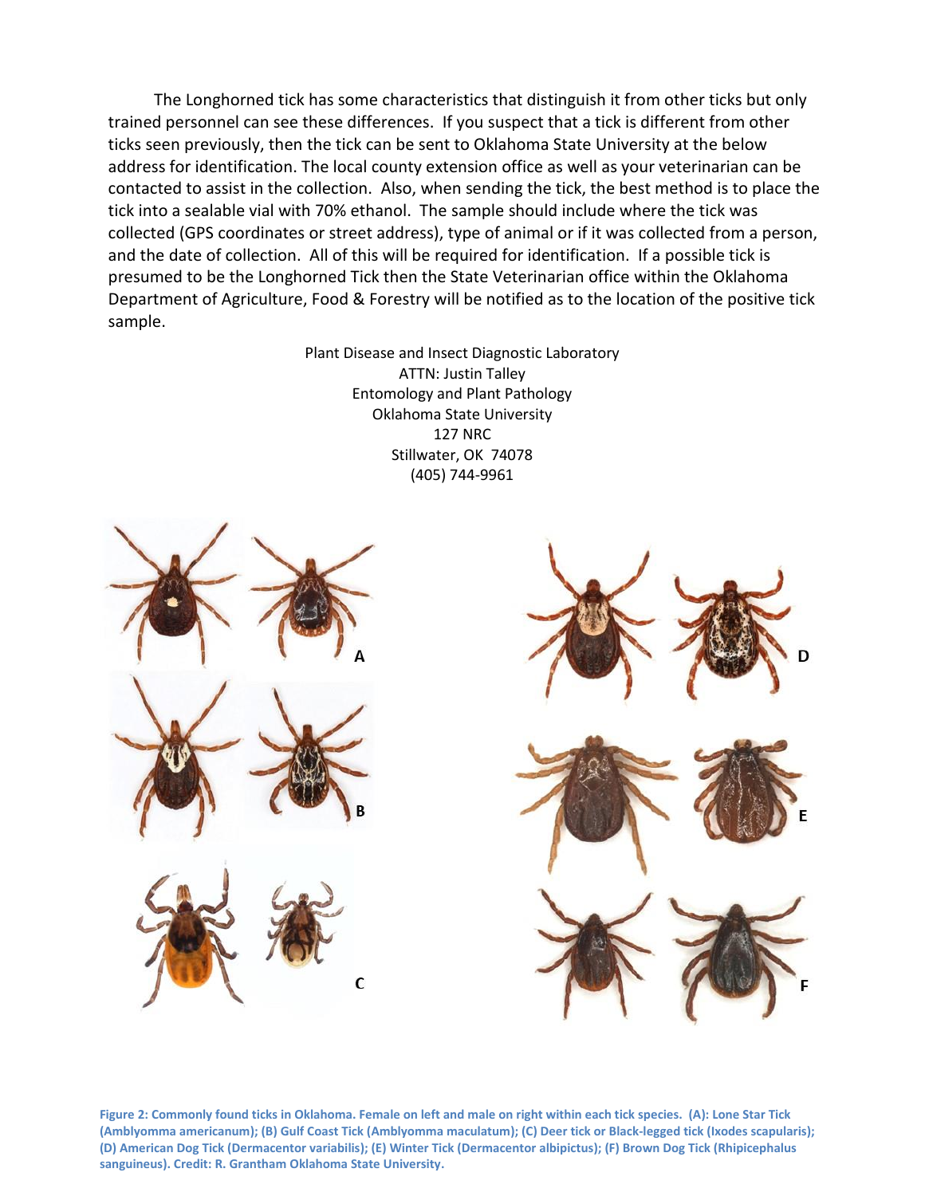The Longhorned tick has some characteristics that distinguish it from other ticks but only trained personnel can see these differences. If you suspect that a tick is different from other ticks seen previously, then the tick can be sent to Oklahoma State University at the below address for identification. The local county extension office as well as your veterinarian can be contacted to assist in the collection. Also, when sending the tick, the best method is to place the tick into a sealable vial with 70% ethanol. The sample should include where the tick was collected (GPS coordinates or street address), type of animal or if it was collected from a person, and the date of collection. All of this will be required for identification. If a possible tick is presumed to be the Longhorned Tick then the State Veterinarian office within the Oklahoma Department of Agriculture, Food & Forestry will be notified as to the location of the positive tick sample.

Plant Disease and Insect Diagnostic Laboratory
ATTN: Justin Talley
Entomology and Plant Pathology
Oklahoma State University
127 NRC
Stillwater, OK 74078
(405) 744-9961

**Figure 2: Commonly found ticks in Oklahoma. Female on left and male on right within each tick species. (A): Lone Star Tick (Amblyomma americanum); (B) Gulf Coast Tick (Amblyomma maculatum); (C) Deer tick or Black-legged tick (Ixodes scapularis); (D) American Dog Tick (Dermacentor variabilis); (E) Winter Tick (Dermacentor albipictus); (F) Brown Dog Tick (Rhipicephalus sanguineus). Credit: R. Grantham Oklahoma State University.**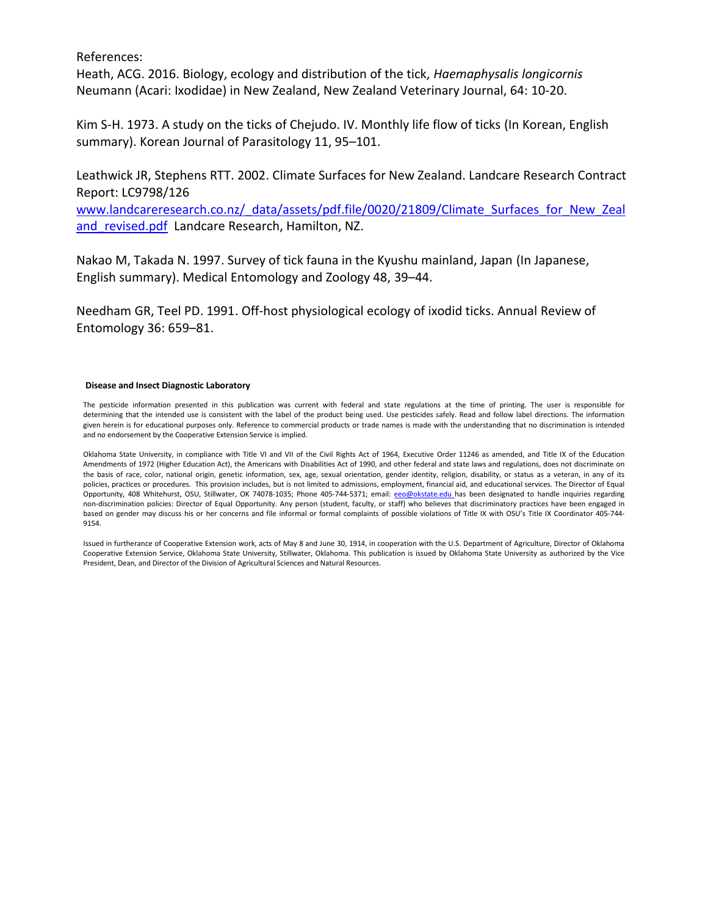References:

Heath, ACG. 2016. Biology, ecology and distribution of the tick, *Haemaphysalis longicornis* Neumann (Acari: Ixodidae) in New Zealand, New Zealand Veterinary Journal, 64: 10-20.

Kim S-H. 1973. A study on the ticks of Chejudo. IV. Monthly life flow of ticks (In Korean, English summary). Korean Journal of Parasitology 11, 95–101.

Leathwick JR, Stephens RTT. 2002. Climate Surfaces for New Zealand. Landcare Research Contract Report: LC9798/126 [www.landcareresearch.co.nz/_data/assets/pdf.file/0020/21809/Climate_Surfaces_for_New_Zealand_revised.pdf](www.landcareresearch.co.nz/_data/assets/pdf.file/0020/21809/Climate_Surfaces_for_New_Zealand_revised.pdf) Landcare Research, Hamilton, NZ.

Nakao M, Takada N. 1997. Survey of tick fauna in the Kyushu mainland, Japan (In Japanese, English summary). Medical Entomology and Zoology 48, 39–44.

Needham GR, Teel PD. 1991. Off-host physiological ecology of ixodid ticks. Annual Review of Entomology 36: 659–81.

**Disease and Insect Diagnostic Laboratory**

The pesticide information presented in this publication was current with federal and state regulations at the time of printing. The user is responsible for determining that the intended use is consistent with the label of the product being used. Use pesticides safely. Read and follow label directions. The information given herein is for educational purposes only. Reference to commercial products or trade names is made with the understanding that no discrimination is intended and no endorsement by the Cooperative Extension Service is implied.

Oklahoma State University, in compliance with Title VI and VII of the Civil Rights Act of 1964, Executive Order 11246 as amended, and Title IX of the Education Amendments of 1972 (Higher Education Act), the Americans with Disabilities Act of 1990, and other federal and state laws and regulations, does not discriminate on the basis of race, color, national origin, genetic information, sex, age, sexual orientation, gender identity, religion, disability, or status as a veteran, in any of its policies, practices or procedures. This provision includes, but is not limited to admissions, employment, financial aid, and educational services. The Director of Equal Opportunity, 408 Whitehurst, OSU, Stillwater, OK 74078-1035; Phone 405-744-5371; email: eeo@okstate.edu has been designated to handle inquiries regarding non-discrimination policies: Director of Equal Opportunity. Any person (student, faculty, or staff) who believes that discriminatory practices have been engaged in based on gender may discuss his or her concerns and file informal or formal complaints of possible violations of Title IX with OSU's Title IX Coordinator 405-744-9154.

Issued in furtherance of Cooperative Extension work, acts of May 8 and June 30, 1914, in cooperation with the U.S. Department of Agriculture, Director of Oklahoma Cooperative Extension Service, Oklahoma State University, Stillwater, Oklahoma. This publication is issued by Oklahoma State University as authorized by the Vice President, Dean, and Director of the Division of Agricultural Sciences and Natural Resources.